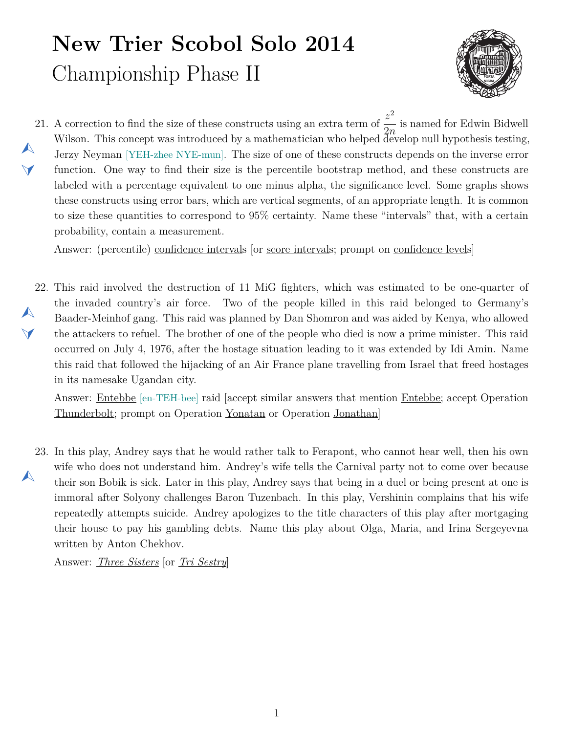# New Trier Scobol Solo 2014

## Championship Phase II

21. A correction to find the size of these constructs using an extra term of $\frac{z^2}{2n}$ is named for Edwin Bidwell Wilson. This concept was introduced by a mathematician who helped develop null hypothesis testing, Jerzy Neyman [YEH-zhee NYE-mun]. The size of one of these constructs depends on the inverse error function. One way to find their size is the percentile bootstrap method, and these constructs are labeled with a percentage equivalent to one minus alpha, the significance level. Some graphs shows these constructs using error bars, which are vertical segments, of an appropriate length. It is common to size these quantities to correspond to 95% certainty. Name these "intervals" that, with a certain probability, contain a measurement.

   Answer: (percentile) confidence intervals [or score intervals; prompt on confidence levels]

22. This raid involved the destruction of 11 MiG fighters, which was estimated to be one-quarter of the invaded country's air force. Two of the people killed in this raid belonged to Germany's Baader-Meinhof gang. This raid was planned by Dan Shomron and was aided by Kenya, who allowed the attackers to refuel. The brother of one of the people who died is now a prime minister. This raid occurred on July 4, 1976, after the hostage situation leading to it was extended by Idi Amin. Name this raid that followed the hijacking of an Air France plane travelling from Israel that freed hostages in its namesake Ugandan city.

   Answer: Entebbe [en-TEH-bee] raid [accept similar answers that mention Entebbe; accept Operation Thunderbolt; prompt on Operation Yonatan or Operation Jonathan]

23. In this play, Andrey says that he would rather talk to Ferapont, who cannot hear well, then his own wife who does not understand him. Andrey's wife tells the Carnival party not to come over because their son Bobik is sick. Later in this play, Andrey says that being in a duel or being present at one is immoral after Solyony challenges Baron Tuzenbach. In this play, Vershinin complains that his wife repeatedly attempts suicide. Andrey apologizes to the title characters of this play after mortgaging their house to pay his gambling debts. Name this play about Olga, Maria, and Irina Sergeyevna written by Anton Chekhov.

   Answer: *Three Sisters* [or *Tri Sestry*]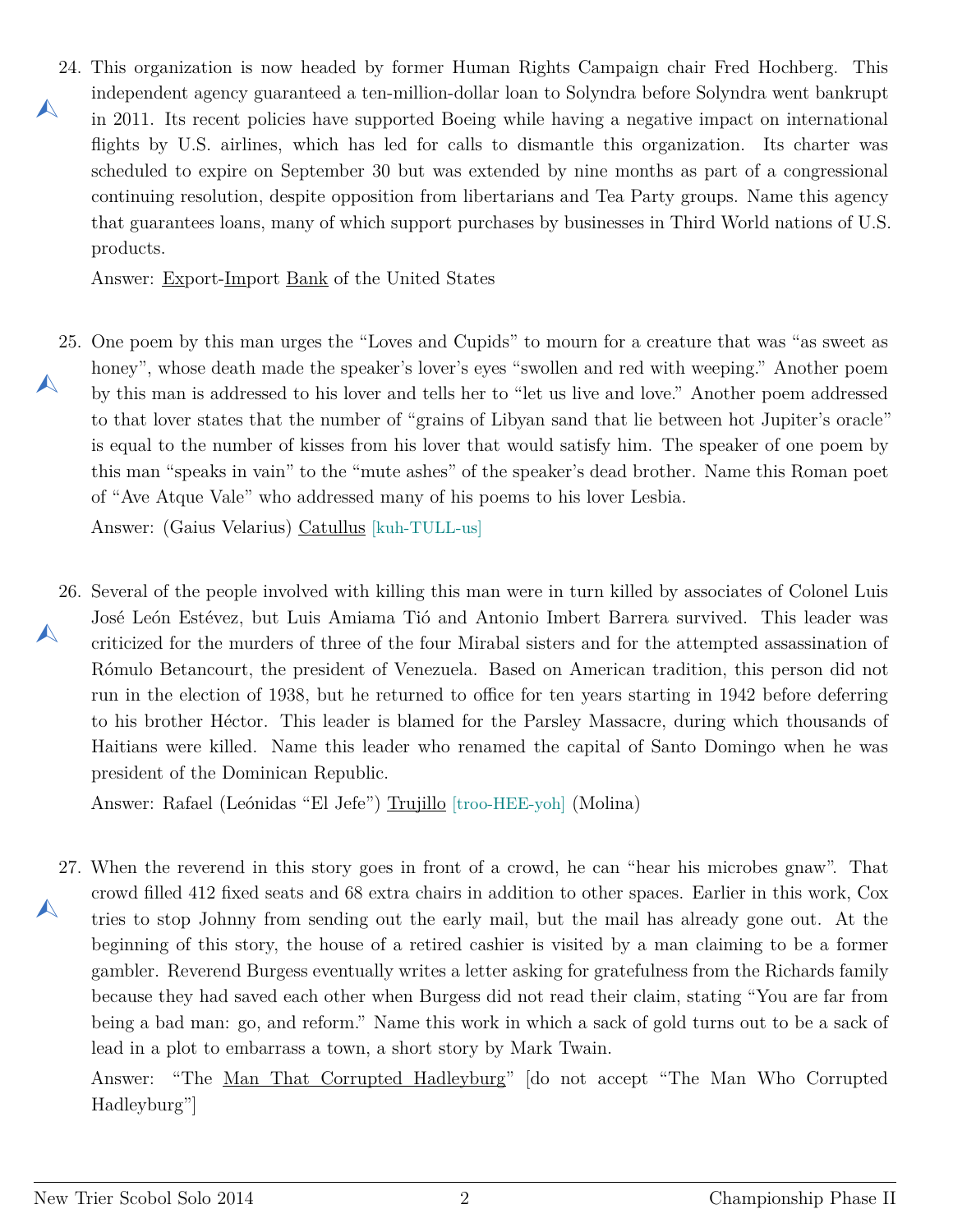24. This organization is now headed by former Human Rights Campaign chair Fred Hochberg. This independent agency guaranteed a ten-million-dollar loan to Solyndra before Solyndra went bankrupt in 2011. Its recent policies have supported Boeing while having a negative impact on international flights by U.S. airlines, which has led for calls to dismantle this organization. Its charter was scheduled to expire on September 30 but was extended by nine months as part of a congressional continuing resolution, despite opposition from libertarians and Tea Party groups. Name this agency that guarantees loans, many of which support purchases by businesses in Third World nations of U.S. products.

    Answer: <u>Ex</u>port-<u>Im</u>port <u>Bank</u> of the United States

25. One poem by this man urges the "Loves and Cupids" to mourn for a creature that was "as sweet as honey", whose death made the speaker's lover's eyes "swollen and red with weeping." Another poem by this man is addressed to his lover and tells her to "let us live and love." Another poem addressed to that lover states that the number of "grains of Libyan sand that lie between hot Jupiter's oracle" is equal to the number of kisses from his lover that would satisfy him. The speaker of one poem by this man "speaks in vain" to the "mute ashes" of the speaker's dead brother. Name this Roman poet of "Ave Atque Vale" who addressed many of his poems to his lover Lesbia.

    Answer: (Gaius Velarius) <u>Catullus</u> [kuh-TULL-us]

26. Several of the people involved with killing this man were in turn killed by associates of Colonel Luis José León Estévez, but Luis Amiama Tió and Antonio Imbert Barrera survived. This leader was criticized for the murders of three of the four Mirabal sisters and for the attempted assassination of Rómulo Betancourt, the president of Venezuela. Based on American tradition, this person did not run in the election of 1938, but he returned to office for ten years starting in 1942 before deferring to his brother Héctor. This leader is blamed for the Parsley Massacre, during which thousands of Haitians were killed. Name this leader who renamed the capital of Santo Domingo when he was president of the Dominican Republic.

    Answer: Rafael (Leónidas "El Jefe") <u>Trujillo</u> [troo-HEE-yoh] (Molina)

27. When the reverend in this story goes in front of a crowd, he can "hear his microbes gnaw". That crowd filled 412 fixed seats and 68 extra chairs in addition to other spaces. Earlier in this work, Cox tries to stop Johnny from sending out the early mail, but the mail has already gone out. At the beginning of this story, the house of a retired cashier is visited by a man claiming to be a former gambler. Reverend Burgess eventually writes a letter asking for gratefulness from the Richards family because they had saved each other when Burgess did not read their claim, stating "You are far from being a bad man: go, and reform." Name this work in which a sack of gold turns out to be a sack of lead in a plot to embarrass a town, a short story by Mark Twain.

    Answer: "The <u>Man That Corrupted Hadleyburg</u>" [do not accept "The Man Who Corrupted Hadleyburg"]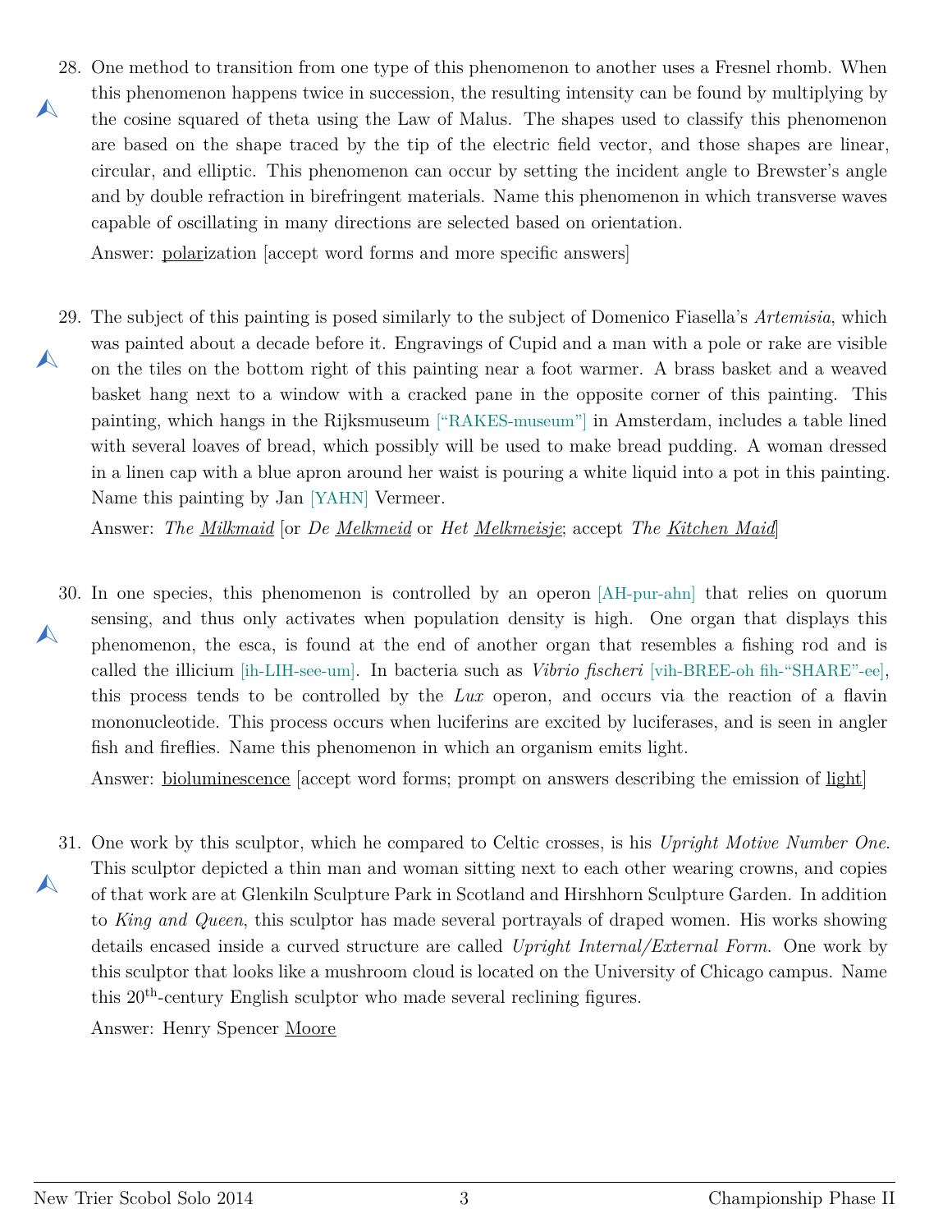28. One method to transition from one type of this phenomenon to another uses a Fresnel rhomb. When this phenomenon happens twice in succession, the resulting intensity can be found by multiplying by the cosine squared of theta using the Law of Malus. The shapes used to classify this phenomenon are based on the shape traced by the tip of the electric field vector, and those shapes are linear, circular, and elliptic. This phenomenon can occur by setting the incident angle to Brewster's angle and by double refraction in birefringent materials. Name this phenomenon in which transverse waves capable of oscillating in many directions are selected based on orientation.

    Answer: polarization [accept word forms and more specific answers]

29. The subject of this painting is posed similarly to the subject of Domenico Fiasella's *Artemisia*, which was painted about a decade before it. Engravings of Cupid and a man with a pole or rake are visible on the tiles on the bottom right of this painting near a foot warmer. A brass basket and a weaved basket hang next to a window with a cracked pane in the opposite corner of this painting. This painting, which hangs in the Rijksmuseum ["RAKES-museum"] in Amsterdam, includes a table lined with several loaves of bread, which possibly will be used to make bread pudding. A woman dressed in a linen cap with a blue apron around her waist is pouring a white liquid into a pot in this painting. Name this painting by Jan [YAHN] Vermeer.

    Answer: *The Milkmaid* [or *De Melkmeid* or *Het Melkmeisje*; accept *The Kitchen Maid*]

30. In one species, this phenomenon is controlled by an operon [AH-pur-ahn] that relies on quorum sensing, and thus only activates when population density is high. One organ that displays this phenomenon, the esca, is found at the end of another organ that resembles a fishing rod and is called the illicium [ih-LIH-see-um]. In bacteria such as *Vibrio fischeri* [vih-BREE-oh fih-"SHARE"-ee], this process tends to be controlled by the *Lux* operon, and occurs via the reaction of a flavin mononucleotide. This process occurs when luciferins are excited by luciferases, and is seen in angler fish and fireflies. Name this phenomenon in which an organism emits light.

    Answer: bioluminescence [accept word forms; prompt on answers describing the emission of light]

31. One work by this sculptor, which he compared to Celtic crosses, is his *Upright Motive Number One*. This sculptor depicted a thin man and woman sitting next to each other wearing crowns, and copies of that work are at Glenkiln Sculpture Park in Scotland and Hirshhorn Sculpture Garden. In addition to *King and Queen*, this sculptor has made several portrayals of draped women. His works showing details encased inside a curved structure are called *Upright Internal/External Form*. One work by this sculptor that looks like a mushroom cloud is located on the University of Chicago campus. Name this 20th-century English sculptor who made several reclining figures.

    Answer: Henry Spencer Moore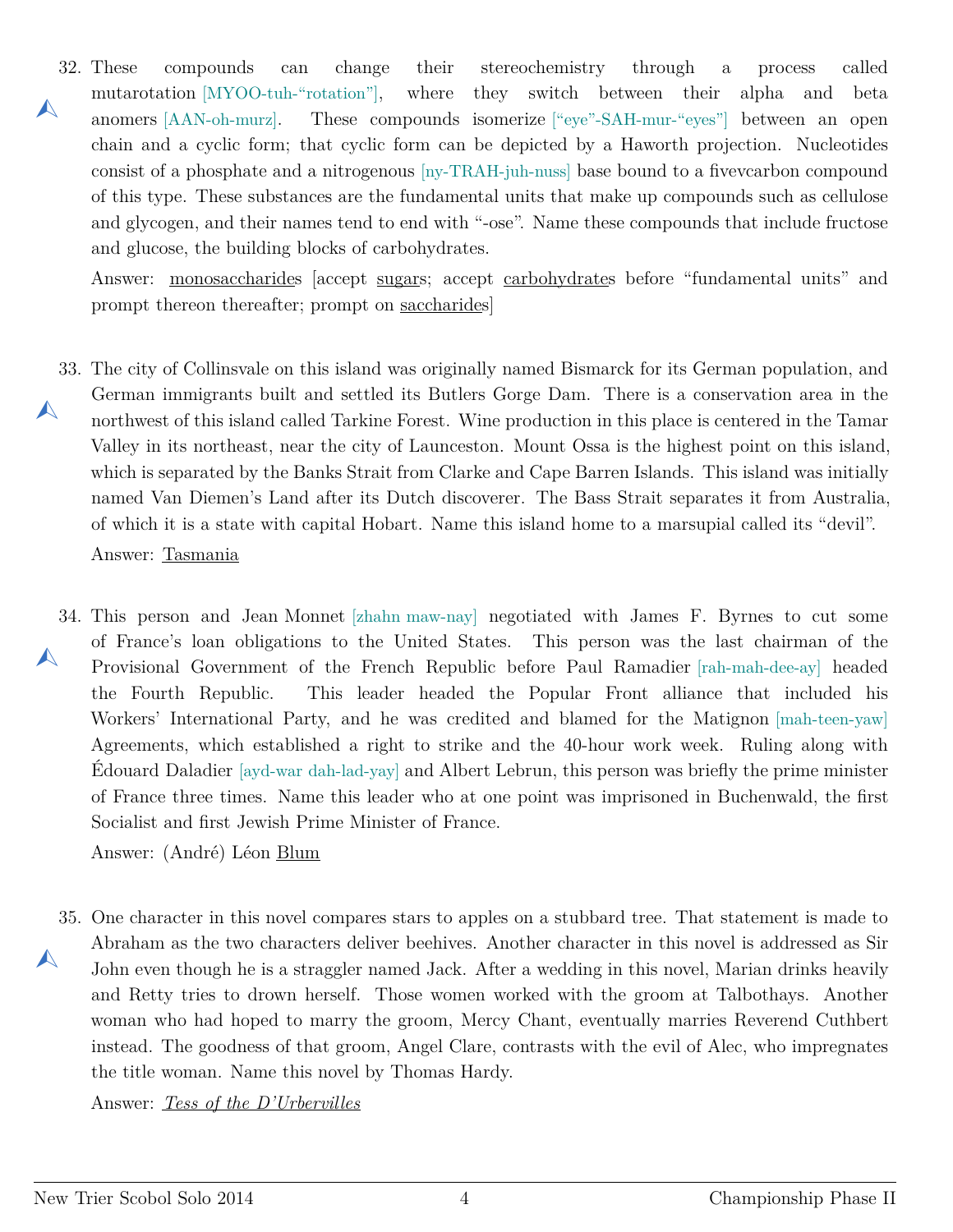32. These compounds can change their stereochemistry through a process called mutarotation [MYOO-tuh-“rotation”], where they switch between their alpha and beta anomers [AAN-oh-murz]. These compounds isomerize [“eye”-SAH-mur-“eyes”] between an open chain and a cyclic form; that cyclic form can be depicted by a Haworth projection. Nucleotides consist of a phosphate and a nitrogenous [ny-TRAH-juh-nuss] base bound to a fivevcarbon compound of this type. These substances are the fundamental units that make up compounds such as cellulose and glycogen, and their names tend to end with “-ose”. Name these compounds that include fructose and glucose, the building blocks of carbohydrates.

    Answer: <u>monosaccharide</u>s [accept <u>sugar</u>s; accept <u>carbohydrate</u>s before “fundamental units” and prompt thereon thereafter; prompt on <u>saccharide</u>s]

33. The city of Collinsvale on this island was originally named Bismarck for its German population, and German immigrants built and settled its Butlers Gorge Dam. There is a conservation area in the northwest of this island called Tarkine Forest. Wine production in this place is centered in the Tamar Valley in its northeast, near the city of Launceston. Mount Ossa is the highest point on this island, which is separated by the Banks Strait from Clarke and Cape Barren Islands. This island was initially named Van Diemen’s Land after its Dutch discoverer. The Bass Strait separates it from Australia, of which it is a state with capital Hobart. Name this island home to a marsupial called its “devil”.

    Answer: <u>Tasmania</u>

34. This person and Jean Monnet [zhahn maw-nay] negotiated with James F. Byrnes to cut some of France’s loan obligations to the United States. This person was the last chairman of the Provisional Government of the French Republic before Paul Ramadier [rah-mah-dee-ay] headed the Fourth Republic. This leader headed the Popular Front alliance that included his Workers’ International Party, and he was credited and blamed for the Matignon [mah-teen-yaw] Agreements, which established a right to strike and the 40-hour work week. Ruling along with Édouard Daladier [ayd-war dah-lad-yay] and Albert Lebrun, this person was briefly the prime minister of France three times. Name this leader who at one point was imprisoned in Buchenwald, the first Socialist and first Jewish Prime Minister of France.

    Answer: (André) Léon <u>Blum</u>

35. One character in this novel compares stars to apples on a stubbard tree. That statement is made to Abraham as the two characters deliver beehives. Another character in this novel is addressed as Sir John even though he is a straggler named Jack. After a wedding in this novel, Marian drinks heavily and Retty tries to drown herself. Those women worked with the groom at Talbothays. Another woman who had hoped to marry the groom, Mercy Chant, eventually marries Reverend Cuthbert instead. The goodness of that groom, Angel Clare, contrasts with the evil of Alec, who impregnates the title woman. Name this novel by Thomas Hardy.

    Answer: <u>*Tess of the D’Urbervilles*</u>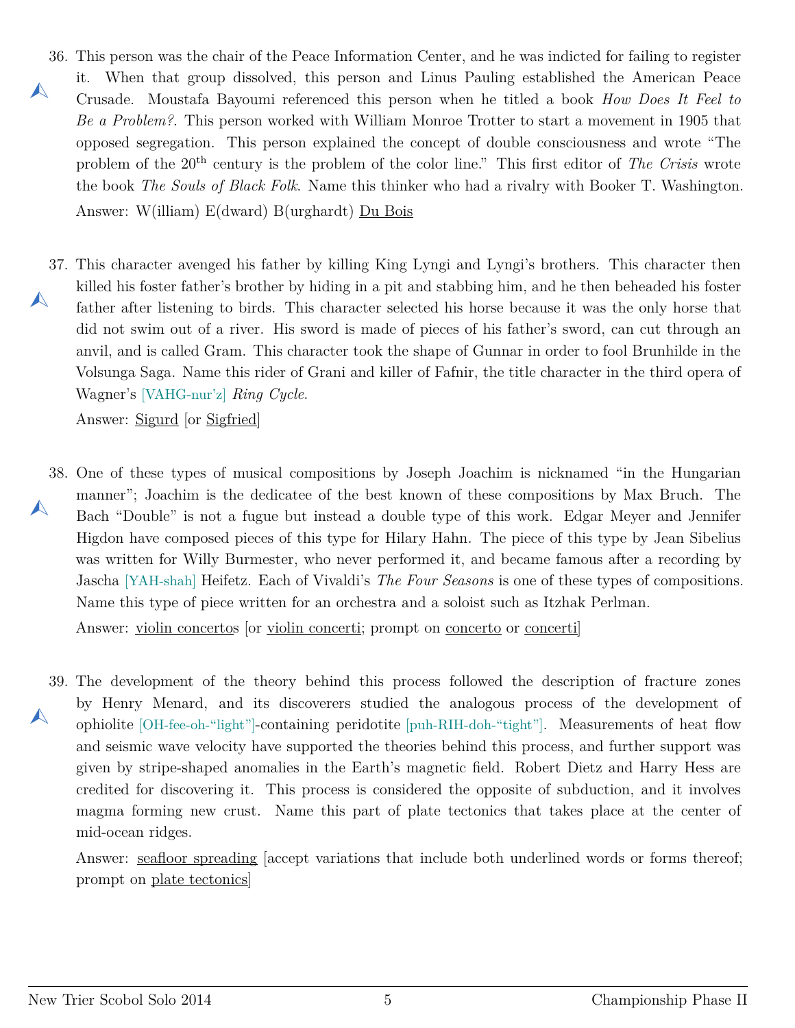36. This person was the chair of the Peace Information Center, and he was indicted for failing to register it. When that group dissolved, this person and Linus Pauling established the American Peace Crusade. Moustafa Bayoumi referenced this person when he titled a book *How Does It Feel to Be a Problem?*. This person worked with William Monroe Trotter to start a movement in 1905 that opposed segregation. This person explained the concept of double consciousness and wrote "The problem of the 20th century is the problem of the color line." This first editor of *The Crisis* wrote the book *The Souls of Black Folk*. Name this thinker who had a rivalry with Booker T. Washington.

    Answer: W(illiam) E(dward) B(urghardt) Du Bois

37. This character avenged his father by killing King Lyngi and Lyngi's brothers. This character then killed his foster father's brother by hiding in a pit and stabbing him, and he then beheaded his foster father after listening to birds. This character selected his horse because it was the only horse that did not swim out of a river. His sword is made of pieces of his father's sword, can cut through an anvil, and is called Gram. This character took the shape of Gunnar in order to fool Brunhilde in the Volsunga Saga. Name this rider of Grani and killer of Fafnir, the title character in the third opera of Wagner's [VAHG-nur'z] *Ring Cycle*.

    Answer: Sigurd [or Sigfried]

38. One of these types of musical compositions by Joseph Joachim is nicknamed "in the Hungarian manner"; Joachim is the dedicatee of the best known of these compositions by Max Bruch. The Bach "Double" is not a fugue but instead a double type of this work. Edgar Meyer and Jennifer Higdon have composed pieces of this type for Hilary Hahn. The piece of this type by Jean Sibelius was written for Willy Burmester, who never performed it, and became famous after a recording by Jascha [YAH-shah] Heifetz. Each of Vivaldi's *The Four Seasons* is one of these types of compositions. Name this type of piece written for an orchestra and a soloist such as Itzhak Perlman.

    Answer: violin concertos [or violin concerti; prompt on concerto or concerti]

39. The development of the theory behind this process followed the description of fracture zones by Henry Menard, and its discoverers studied the analogous process of the development of ophiolite [OH-fee-oh-"light"]-containing peridotite [puh-RIH-doh-"tight"]. Measurements of heat flow and seismic wave velocity have supported the theories behind this process, and further support was given by stripe-shaped anomalies in the Earth's magnetic field. Robert Dietz and Harry Hess are credited for discovering it. This process is considered the opposite of subduction, and it involves magma forming new crust. Name this part of plate tectonics that takes place at the center of mid-ocean ridges.

    Answer: seafloor spreading [accept variations that include both underlined words or forms thereof; prompt on plate tectonics]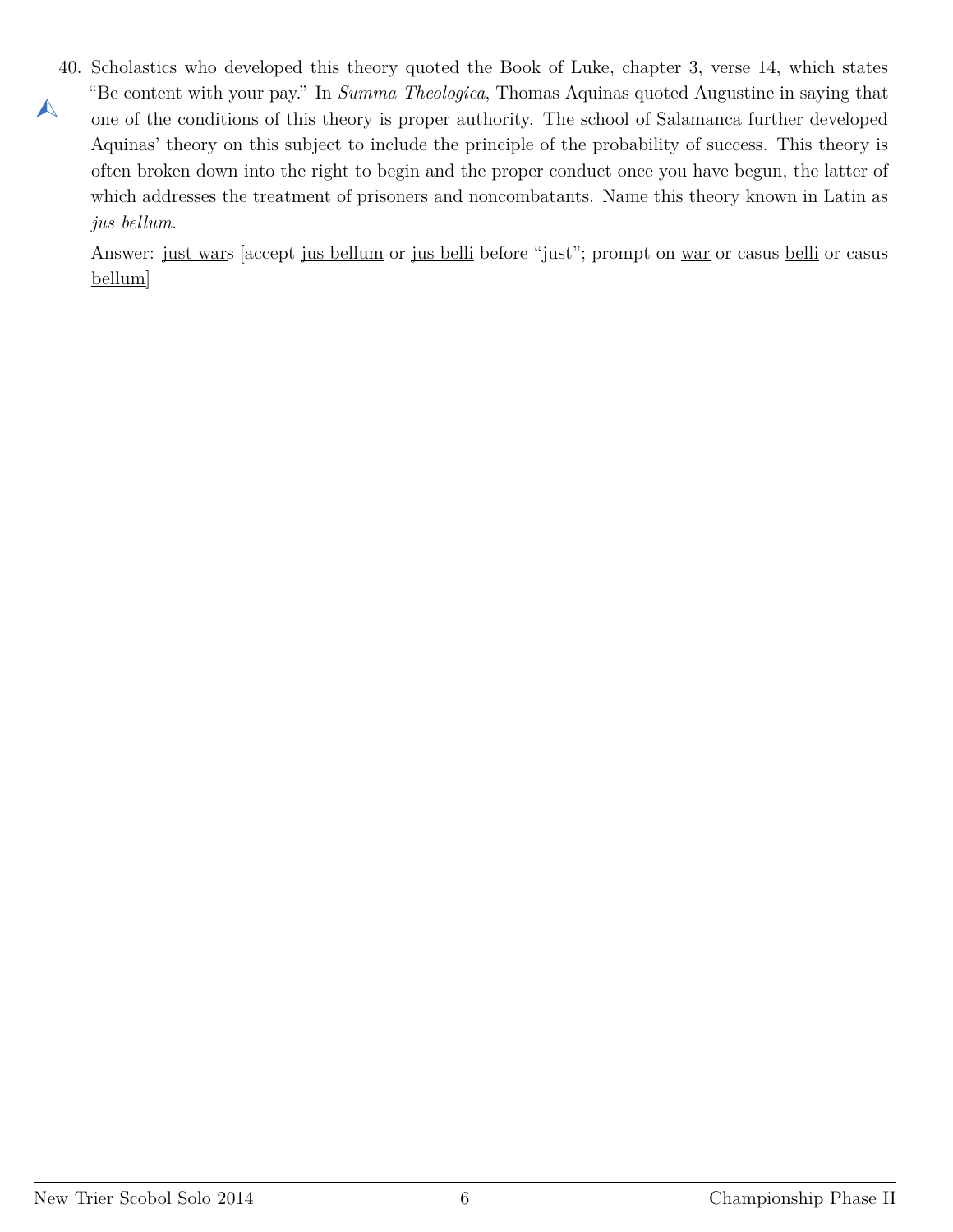40. Scholastics who developed this theory quoted the Book of Luke, chapter 3, verse 14, which states "Be content with your pay." In *Summa Theologica*, Thomas Aquinas quoted Augustine in saying that one of the conditions of this theory is proper authority. The school of Salamanca further developed Aquinas' theory on this subject to include the principle of the probability of success. This theory is often broken down into the right to begin and the proper conduct once you have begun, the latter of which addresses the treatment of prisoners and noncombatants. Name this theory known in Latin as *jus bellum*.

   Answer: just wars [accept jus bellum or jus belli before "just"; prompt on war or casus belli or casus bellum]